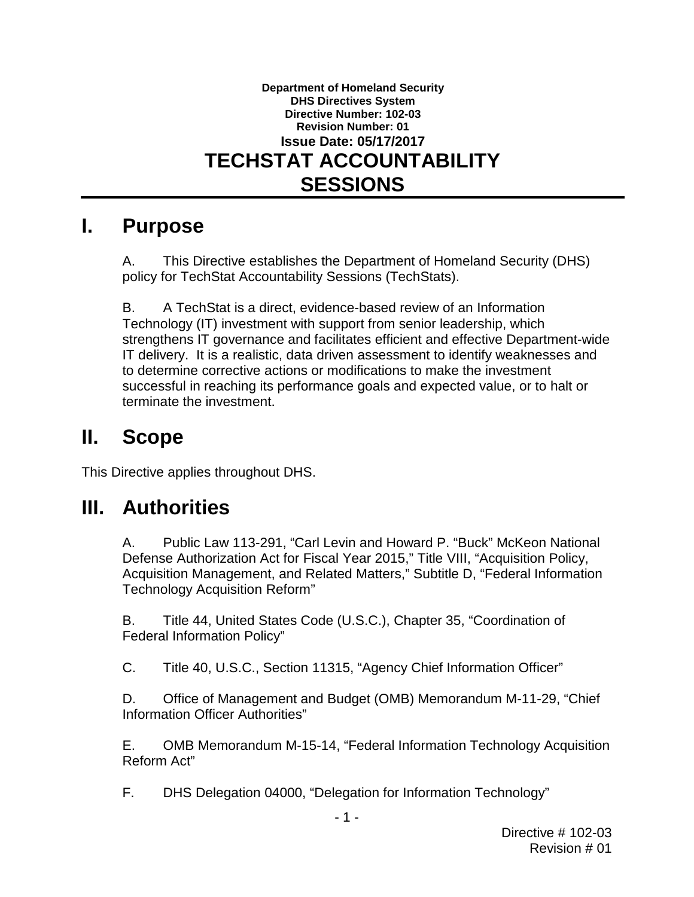**Department of Homeland Security**
**DHS Directives System**
**Directive Number: 102-03**
**Revision Number: 01**
**Issue Date: 05/17/2017**

# TECHSTAT ACCOUNTABILITY SESSIONS

## I. Purpose

A. This Directive establishes the Department of Homeland Security (DHS) policy for TechStat Accountability Sessions (TechStats).

B. A TechStat is a direct, evidence-based review of an Information Technology (IT) investment with support from senior leadership, which strengthens IT governance and facilitates efficient and effective Department-wide IT delivery. It is a realistic, data driven assessment to identify weaknesses and to determine corrective actions or modifications to make the investment successful in reaching its performance goals and expected value, or to halt or terminate the investment.

## II. Scope

This Directive applies throughout DHS.

## III. Authorities

A. Public Law 113-291, "Carl Levin and Howard P. "Buck" McKeon National Defense Authorization Act for Fiscal Year 2015," Title VIII, "Acquisition Policy, Acquisition Management, and Related Matters," Subtitle D, "Federal Information Technology Acquisition Reform"

B. Title 44, United States Code (U.S.C.), Chapter 35, "Coordination of Federal Information Policy"

C. Title 40, U.S.C., Section 11315, "Agency Chief Information Officer"

D. Office of Management and Budget (OMB) Memorandum M-11-29, "Chief Information Officer Authorities"

E. OMB Memorandum M-15-14, "Federal Information Technology Acquisition Reform Act"

F. DHS Delegation 04000, "Delegation for Information Technology"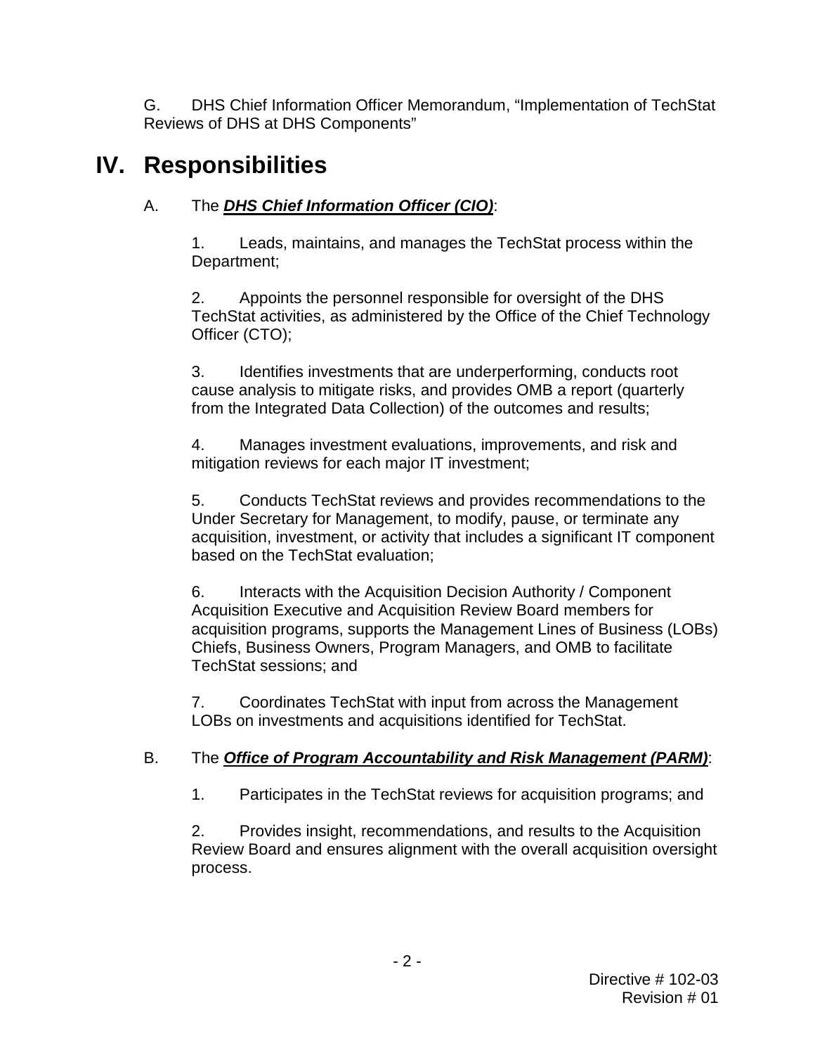G. DHS Chief Information Officer Memorandum, "Implementation of TechStat Reviews of DHS at DHS Components"

# IV. Responsibilities

A. The ***DHS Chief Information Officer (CIO)***:

1. Leads, maintains, and manages the TechStat process within the Department;

2. Appoints the personnel responsible for oversight of the DHS TechStat activities, as administered by the Office of the Chief Technology Officer (CTO);

3. Identifies investments that are underperforming, conducts root cause analysis to mitigate risks, and provides OMB a report (quarterly from the Integrated Data Collection) of the outcomes and results;

4. Manages investment evaluations, improvements, and risk and mitigation reviews for each major IT investment;

5. Conducts TechStat reviews and provides recommendations to the Under Secretary for Management, to modify, pause, or terminate any acquisition, investment, or activity that includes a significant IT component based on the TechStat evaluation;

6. Interacts with the Acquisition Decision Authority / Component Acquisition Executive and Acquisition Review Board members for acquisition programs, supports the Management Lines of Business (LOBs) Chiefs, Business Owners, Program Managers, and OMB to facilitate TechStat sessions; and

7. Coordinates TechStat with input from across the Management LOBs on investments and acquisitions identified for TechStat.

B. The ***Office of Program Accountability and Risk Management (PARM)***:

1. Participates in the TechStat reviews for acquisition programs; and

2. Provides insight, recommendations, and results to the Acquisition Review Board and ensures alignment with the overall acquisition oversight process.

Directive # 102-03
Revision # 01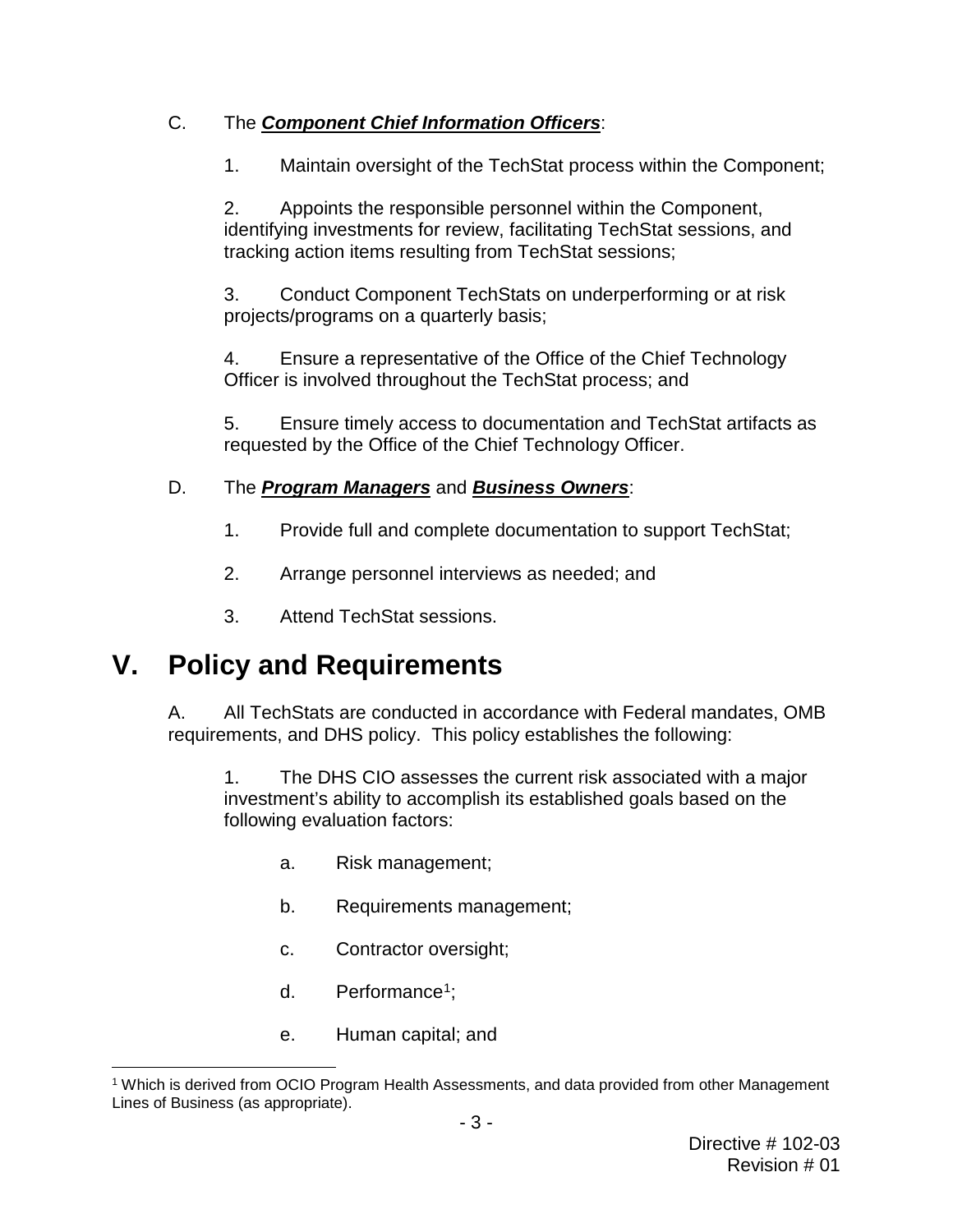C. The ***<u>Component Chief Information Officers</u>***:

1. Maintain oversight of the TechStat process within the Component;

2. Appoints the responsible personnel within the Component, identifying investments for review, facilitating TechStat sessions, and tracking action items resulting from TechStat sessions;

3. Conduct Component TechStats on underperforming or at risk projects/programs on a quarterly basis;

4. Ensure a representative of the Office of the Chief Technology Officer is involved throughout the TechStat process; and

5. Ensure timely access to documentation and TechStat artifacts as requested by the Office of the Chief Technology Officer.

D. The ***<u>Program Managers</u>*** and ***<u>Business Owners</u>***:

1. Provide full and complete documentation to support TechStat;

2. Arrange personnel interviews as needed; and

3. Attend TechStat sessions.

# V. Policy and Requirements

A. All TechStats are conducted in accordance with Federal mandates, OMB requirements, and DHS policy. This policy establishes the following:

1. The DHS CIO assesses the current risk associated with a major investment's ability to accomplish its established goals based on the following evaluation factors:

a. Risk management;

b. Requirements management;

c. Contractor oversight;

d. Performance[1];

e. Human capital; and

[1] Which is derived from OCIO Program Health Assessments, and data provided from other Management Lines of Business (as appropriate).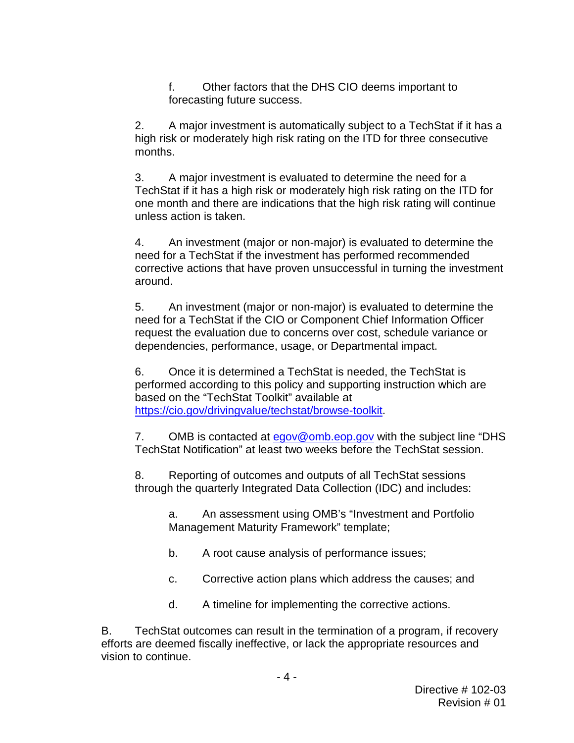f. Other factors that the DHS CIO deems important to forecasting future success.

2. A major investment is automatically subject to a TechStat if it has a high risk or moderately high risk rating on the ITD for three consecutive months.

3. A major investment is evaluated to determine the need for a TechStat if it has a high risk or moderately high risk rating on the ITD for one month and there are indications that the high risk rating will continue unless action is taken.

4. An investment (major or non-major) is evaluated to determine the need for a TechStat if the investment has performed recommended corrective actions that have proven unsuccessful in turning the investment around.

5. An investment (major or non-major) is evaluated to determine the need for a TechStat if the CIO or Component Chief Information Officer request the evaluation due to concerns over cost, schedule variance or dependencies, performance, usage, or Departmental impact.

6. Once it is determined a TechStat is needed, the TechStat is performed according to this policy and supporting instruction which are based on the "TechStat Toolkit" available at [https://cio.gov/drivingvalue/techstat/browse-toolkit](https://cio.gov/drivingvalue/techstat/browse-toolkit).

7. OMB is contacted at [egov@omb.eop.gov](mailto:egov@omb.eop.gov) with the subject line "DHS TechStat Notification" at least two weeks before the TechStat session.

8. Reporting of outcomes and outputs of all TechStat sessions through the quarterly Integrated Data Collection (IDC) and includes:

   a. An assessment using OMB's "Investment and Portfolio Management Maturity Framework" template;

   b. A root cause analysis of performance issues;

   c. Corrective action plans which address the causes; and

   d. A timeline for implementing the corrective actions.

B. TechStat outcomes can result in the termination of a program, if recovery efforts are deemed fiscally ineffective, or lack the appropriate resources and vision to continue.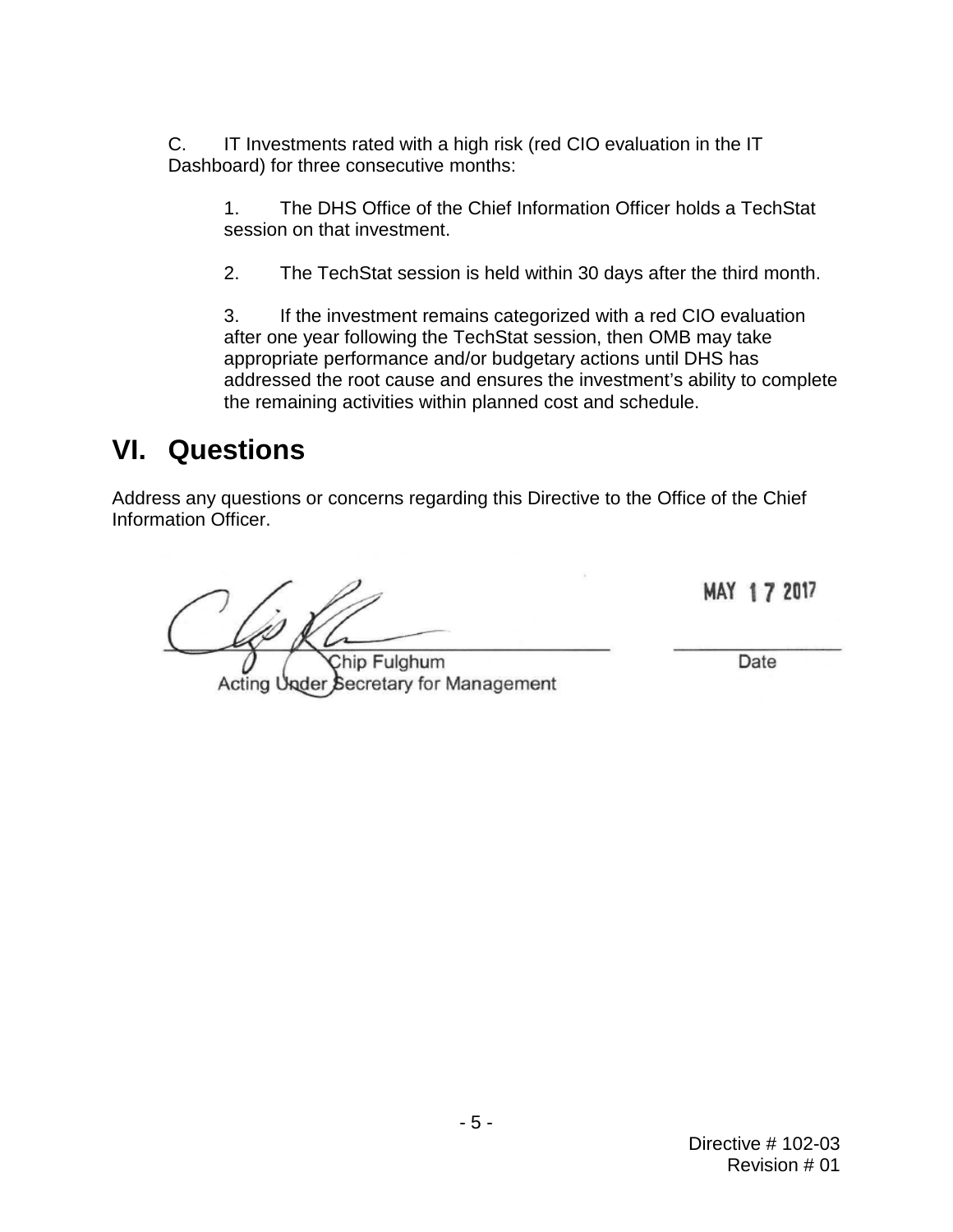C. IT Investments rated with a high risk (red CIO evaluation in the IT Dashboard) for three consecutive months:

1. The DHS Office of the Chief Information Officer holds a TechStat session on that investment.

2. The TechStat session is held within 30 days after the third month.

3. If the investment remains categorized with a red CIO evaluation after one year following the TechStat session, then OMB may take appropriate performance and/or budgetary actions until DHS has addressed the root cause and ensures the investment's ability to complete the remaining activities within planned cost and schedule.

## VI. Questions

Address any questions or concerns regarding this Directive to the Office of the Chief Information Officer.

Chip Fulghum
Acting Under Secretary for Management

MAY 17 2017
Date

Directive # 102-03
Revision # 01